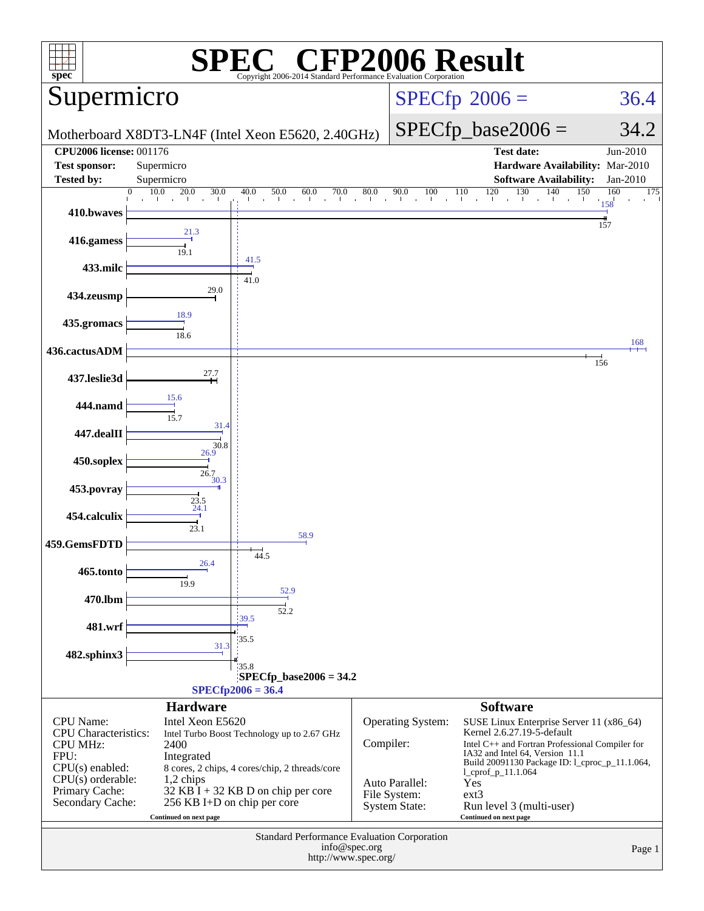# SPEC CFP2006 Result

Copyright 2006-2014 Standard Performance Evaluation Corporation

## Supermicro

Motherboard X8DT3-LN4F (Intel Xeon E5620, 2.40GHz)

SPECfp 2006 = 36.4

SPECfp_base2006 = 34.2

| | | | |
|---|---|---|---|
| **CPU2006 license:** 001176 | | **Test date:** | Jun-2010 |
| **Test sponsor:** | Supermicro | **Hardware Availability:** | Mar-2010 |
| **Tested by:** | Supermicro | **Software Availability:** | Jan-2010 |

| Benchmark | Peak | Base |
|---|---|---|
| 410.bwaves | 158 | 157 |
| 416.gamess | 21.3 | 19.1 |
| 433.milc | 41.5 | 41.0 |
| 434.zeusmp | | 29.0 |
| 435.gromacs | 18.9 | 18.6 |
| 436.cactusADM | 168 | 156 |
| 437.leslie3d | | 27.7 |
| 444.namd | 15.6 | 15.7 |
| 447.dealII | 31.4 | 30.8 |
| 450.soplex | 26.9 | 26.7 |
| 453.povray | 30.3 | 23.5 |
| 454.calculix | 24.1 | 23.1 |
| 459.GemsFDTD | 58.9 | 44.5 |
| 465.tonto | 26.4 | 19.9 |
| 470.lbm | 52.9 | 52.2 |
| 481.wrf | 39.5 | 35.5 |
| 482.sphinx3 | 31.3 | 35.8 |

SPECfp_base2006 = 34.2

SPECfp2006 = 36.4

### Hardware

| | |
|---|---|
| CPU Name: | Intel Xeon E5620 |
| CPU Characteristics: | Intel Turbo Boost Technology up to 2.67 GHz |
| CPU MHz: | 2400 |
| FPU: | Integrated |
| CPU(s) enabled: | 8 cores, 2 chips, 4 cores/chip, 2 threads/core |
| CPU(s) orderable: | 1,2 chips |
| Primary Cache: | 32 KB I + 32 KB D on chip per core |
| Secondary Cache: | 256 KB I+D on chip per core |

Continued on next page

### Software

| | |
|---|---|
| Operating System: | SUSE Linux Enterprise Server 11 (x86_64) Kernel 2.6.27.19-5-default |
| Compiler: | Intel C++ and Fortran Professional Compiler for IA32 and Intel 64, Version 11.1 Build 20091130 Package ID: l_cproc_p_11.1.064, l_cprof_p_11.1.064 |
| Auto Parallel: | Yes |
| File System: | ext3 |
| System State: | Run level 3 (multi-user) |

Continued on next page

Standard Performance Evaluation Corporation
info@spec.org
http://www.spec.org/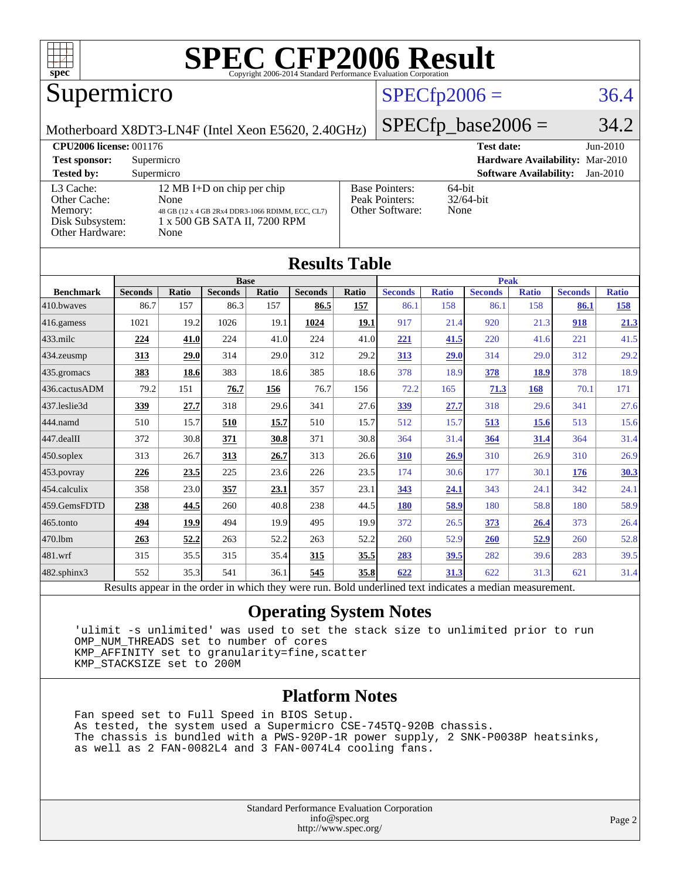# SPEC CFP2006 Result

Copyright 2006-2014 Standard Performance Evaluation Corporation

## Supermicro

Motherboard X8DT3-LN4F (Intel Xeon E5620, 2.40GHz)

SPECfp2006 = 36.4

SPECfp_base2006 = 34.2

| | | | |
|---|---|---|---|
| **CPU2006 license:** 001176 | | **Test date:** | Jun-2010 |
| **Test sponsor:** | Supermicro | **Hardware Availability:** | Mar-2010 |
| **Tested by:** | Supermicro | **Software Availability:** | Jan-2010 |

| | | | |
|---|---|---|---|
| L3 Cache: | 12 MB I+D on chip per chip | Base Pointers: | 64-bit |
| Other Cache: | None | Peak Pointers: | 32/64-bit |
| Memory: | 48 GB (12 x 4 GB 2Rx4 DDR3-1066 RDIMM, ECC, CL7) | Other Software: | None |
| Disk Subsystem: | 1 x 500 GB SATA II, 7200 RPM | | |
| Other Hardware: | None | | |

## Results Table

| | Base | | | | | | Peak | | | | | |
|---|---|---|---|---|---|---|---|---|---|---|---|---|
| **Benchmark** | **Seconds** | **Ratio** | **Seconds** | **Ratio** | **Seconds** | **Ratio** | **Seconds** | **Ratio** | **Seconds** | **Ratio** | **Seconds** | **Ratio** |
| 410.bwaves | 86.7 | 157 | 86.3 | 157 | **86.5** | **157** | 86.1 | 158 | 86.1 | 158 | **86.1** | **158** |
| 416.gamess | 1021 | 19.2 | 1026 | 19.1 | **1024** | **19.1** | 917 | 21.4 | 920 | 21.3 | **918** | **21.3** |
| 433.milc | **224** | **41.0** | 224 | 41.0 | 224 | 41.0 | **221** | **41.5** | 220 | 41.6 | 221 | 41.5 |
| 434.zeusmp | **313** | **29.0** | 314 | 29.0 | 312 | 29.2 | **313** | **29.0** | 314 | 29.0 | 312 | 29.2 |
| 435.gromacs | **383** | **18.6** | 383 | 18.6 | 385 | 18.6 | 378 | 18.9 | **378** | **18.9** | 378 | 18.9 |
| 436.cactusADM | 79.2 | 151 | **76.7** | **156** | 76.7 | 156 | 72.2 | 165 | **71.3** | **168** | 70.1 | 171 |
| 437.leslie3d | **339** | **27.7** | 318 | 29.6 | 341 | 27.6 | **339** | **27.7** | 318 | 29.6 | 341 | 27.6 |
| 444.namd | 510 | 15.7 | **510** | **15.7** | 510 | 15.7 | 512 | 15.7 | **513** | **15.6** | 513 | 15.6 |
| 447.dealII | 372 | 30.8 | **371** | **30.8** | 371 | 30.8 | 364 | 31.4 | **364** | **31.4** | 364 | 31.4 |
| 450.soplex | 313 | 26.7 | **313** | **26.7** | 313 | 26.6 | **310** | **26.9** | 310 | 26.9 | 310 | 26.9 |
| 453.povray | **226** | **23.5** | 225 | 23.6 | 226 | 23.5 | 174 | 30.6 | 177 | 30.1 | **176** | **30.3** |
| 454.calculix | 358 | 23.0 | **357** | **23.1** | 357 | 23.1 | **343** | **24.1** | 343 | 24.1 | 342 | 24.1 |
| 459.GemsFDTD | **238** | **44.5** | 260 | 40.8 | 238 | 44.5 | **180** | **58.9** | 180 | 58.8 | 180 | 58.9 |
| 465.tonto | **494** | **19.9** | 494 | 19.9 | 495 | 19.9 | 372 | 26.5 | **373** | **26.4** | 373 | 26.4 |
| 470.lbm | **263** | **52.2** | 263 | 52.2 | 263 | 52.2 | 260 | 52.9 | **260** | **52.9** | 260 | 52.8 |
| 481.wrf | 315 | 35.5 | 315 | 35.4 | **315** | **35.5** | **283** | **39.5** | 282 | 39.6 | 283 | 39.5 |
| 482.sphinx3 | 552 | 35.3 | 541 | 36.1 | **545** | **35.8** | **622** | **31.3** | 622 | 31.3 | 621 | 31.4 |

Results appear in the order in which they were run. Bold underlined text indicates a median measurement.

## Operating System Notes

```
'ulimit -s unlimited' was used to set the stack size to unlimited prior to run
OMP_NUM_THREADS set to number of cores
KMP_AFFINITY set to granularity=fine,scatter
KMP_STACKSIZE set to 200M
```

## Platform Notes

```
Fan speed set to Full Speed in BIOS Setup.
As tested, the system used a Supermicro CSE-745TQ-920B chassis.
The chassis is bundled with a PWS-920P-1R power supply, 2 SNK-P0038P heatsinks,
as well as 2 FAN-0082L4 and 3 FAN-0074L4 cooling fans.
```

Standard Performance Evaluation Corporation
info@spec.org
http://www.spec.org/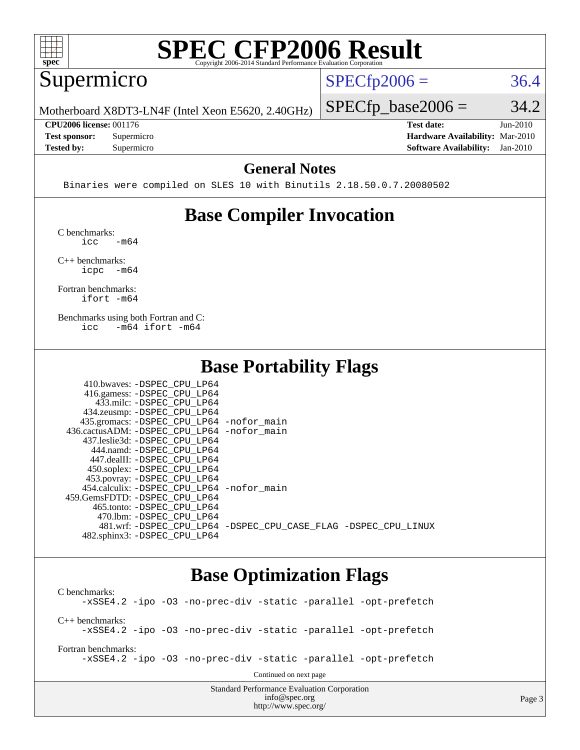# SPEC CFP2006 Result

Copyright 2006-2014 Standard Performance Evaluation Corporation

## Supermicro

Motherboard X8DT3-LN4F (Intel Xeon E5620, 2.40GHz)

SPECfp2006 = 36.4

SPECfp_base2006 = 34.2

| | | | |
|---|---|---|---|
| **CPU2006 license:** | 001176 | **Test date:** | Jun-2010 |
| **Test sponsor:** | Supermicro | **Hardware Availability:** | Mar-2010 |
| **Tested by:** | Supermicro | **Software Availability:** | Jan-2010 |

## General Notes

```
Binaries were compiled on SLES 10 with Binutils 2.18.50.0.7.20080502
```

## Base Compiler Invocation

C benchmarks:

```
icc   -m64
```

C++ benchmarks:

```
icpc  -m64
```

Fortran benchmarks:

```
ifort -m64
```

Benchmarks using both Fortran and C:

```
icc   -m64 ifort -m64
```

## Base Portability Flags

```
   410.bwaves: -DSPEC_CPU_LP64
   416.gamess: -DSPEC_CPU_LP64
     433.milc: -DSPEC_CPU_LP64
   434.zeusmp: -DSPEC_CPU_LP64
  435.gromacs: -DSPEC_CPU_LP64 -nofor_main
 436.cactusADM: -DSPEC_CPU_LP64 -nofor_main
  437.leslie3d: -DSPEC_CPU_LP64
     444.namd: -DSPEC_CPU_LP64
   447.dealII: -DSPEC_CPU_LP64
   450.soplex: -DSPEC_CPU_LP64
   453.povray: -DSPEC_CPU_LP64
  454.calculix: -DSPEC_CPU_LP64 -nofor_main
 459.GemsFDTD: -DSPEC_CPU_LP64
    465.tonto: -DSPEC_CPU_LP64
      470.lbm: -DSPEC_CPU_LP64
      481.wrf: -DSPEC_CPU_LP64 -DSPEC_CPU_CASE_FLAG -DSPEC_CPU_LINUX
  482.sphinx3: -DSPEC_CPU_LP64
```

## Base Optimization Flags

C benchmarks:

```
-xSSE4.2 -ipo -O3 -no-prec-div -static -parallel -opt-prefetch
```

C++ benchmarks:

```
-xSSE4.2 -ipo -O3 -no-prec-div -static -parallel -opt-prefetch
```

Fortran benchmarks:

```
-xSSE4.2 -ipo -O3 -no-prec-div -static -parallel -opt-prefetch
```

Continued on next page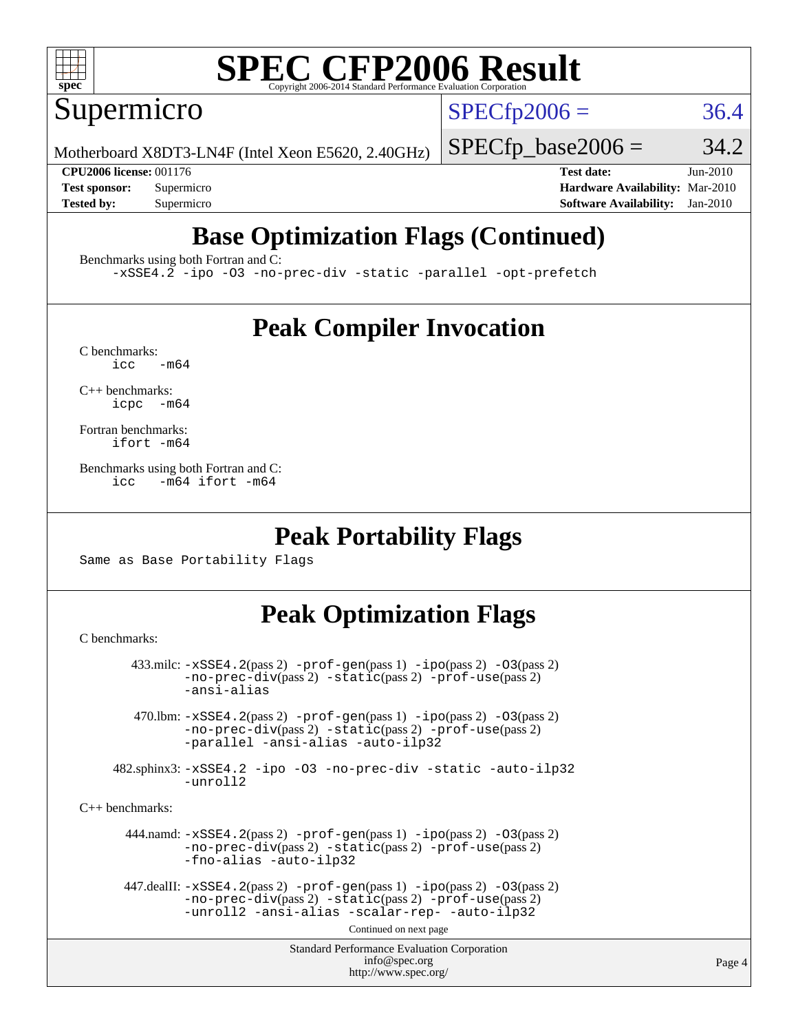# SPEC CFP2006 Result

Copyright 2006-2014 Standard Performance Evaluation Corporation

Supermicro

Motherboard X8DT3-LN4F (Intel Xeon E5620, 2.40GHz)

SPECfp2006 = 36.4

SPECfp_base2006 = 34.2

| | | | |
|---|---|---|---|
| **CPU2006 license:** | 001176 | **Test date:** | Jun-2010 |
| **Test sponsor:** | Supermicro | **Hardware Availability:** | Mar-2010 |
| **Tested by:** | Supermicro | **Software Availability:** | Jan-2010 |

## Base Optimization Flags (Continued)

Benchmarks using both Fortran and C:

```
-xSSE4.2 -ipo -O3 -no-prec-div -static -parallel -opt-prefetch
```

## Peak Compiler Invocation

C benchmarks:

```
icc   -m64
```

C++ benchmarks:

```
icpc  -m64
```

Fortran benchmarks:

```
ifort -m64
```

Benchmarks using both Fortran and C:

```
icc   -m64 ifort -m64
```

## Peak Portability Flags

Same as Base Portability Flags

## Peak Optimization Flags

C benchmarks:

433.milc: -xSSE4.2(pass 2) -prof-gen(pass 1) -ipo(pass 2) -O3(pass 2) -no-prec-div(pass 2) -static(pass 2) -prof-use(pass 2) -ansi-alias

470.lbm: -xSSE4.2(pass 2) -prof-gen(pass 1) -ipo(pass 2) -O3(pass 2) -no-prec-div(pass 2) -static(pass 2) -prof-use(pass 2) -parallel -ansi-alias -auto-ilp32

482.sphinx3: -xSSE4.2 -ipo -O3 -no-prec-div -static -auto-ilp32 -unroll2

C++ benchmarks:

444.namd: -xSSE4.2(pass 2) -prof-gen(pass 1) -ipo(pass 2) -O3(pass 2) -no-prec-div(pass 2) -static(pass 2) -prof-use(pass 2) -fno-alias -auto-ilp32

447.dealII: -xSSE4.2(pass 2) -prof-gen(pass 1) -ipo(pass 2) -O3(pass 2) -no-prec-div(pass 2) -static(pass 2) -prof-use(pass 2) -unroll2 -ansi-alias -scalar-rep- -auto-ilp32

Continued on next page

Standard Performance Evaluation Corporation
info@spec.org
http://www.spec.org/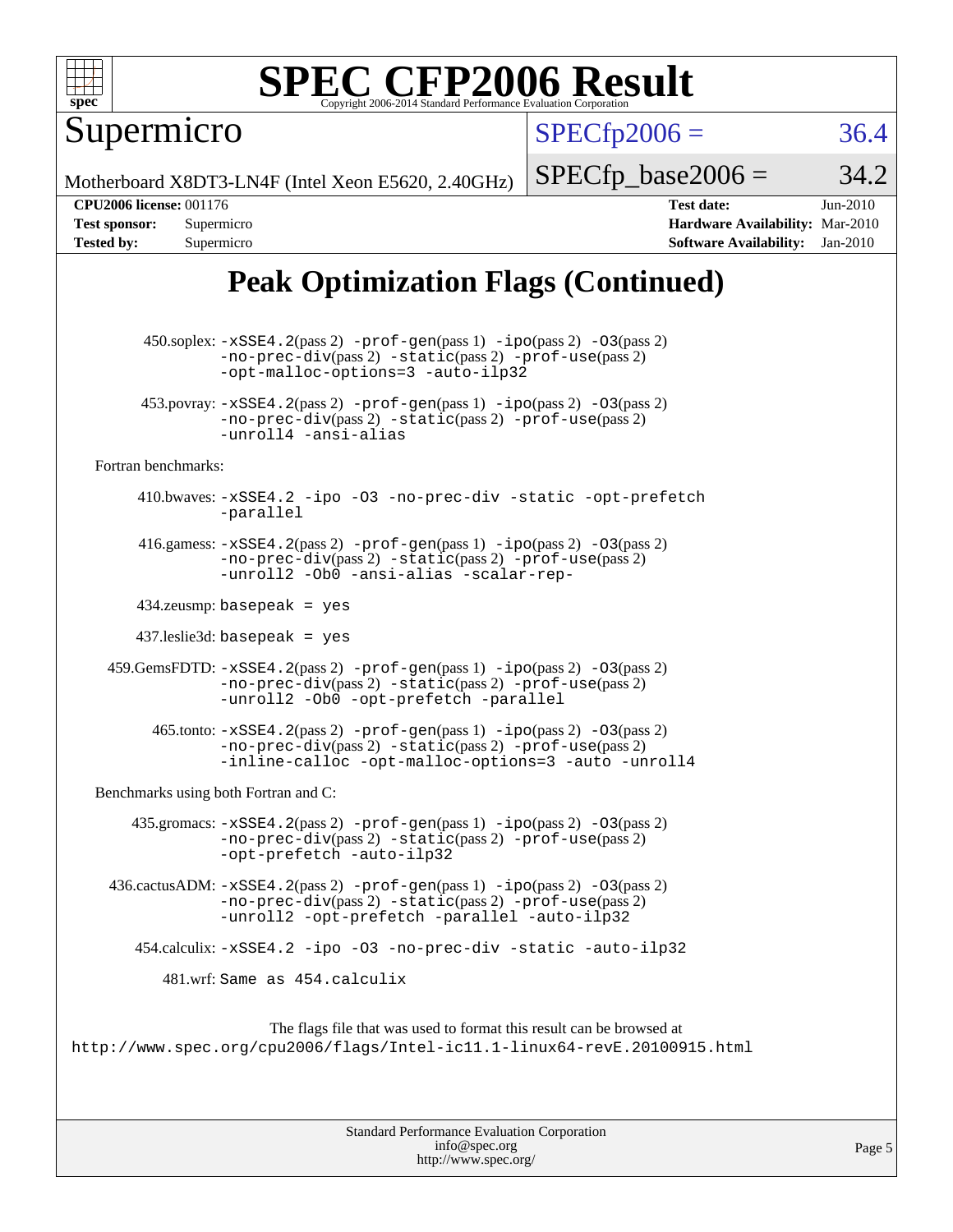# SPEC CFP2006 Result

Copyright 2006-2014 Standard Performance Evaluation Corporation

## Supermicro

Motherboard X8DT3-LN4F (Intel Xeon E5620, 2.40GHz)

SPECfp2006 = 36.4

SPECfp_base2006 = 34.2

| | | | |
|---|---|---|---|
| **CPU2006 license:** 001176 | | **Test date:** | Jun-2010 |
| **Test sponsor:** | Supermicro | **Hardware Availability:** | Mar-2010 |
| **Tested by:** | Supermicro | **Software Availability:** | Jan-2010 |

## Peak Optimization Flags (Continued)

450.soplex: `-xSSE4.2`(pass 2) `-prof-gen`(pass 1) `-ipo`(pass 2) `-O3`(pass 2) `-no-prec-div`(pass 2) `-static`(pass 2) `-prof-use`(pass 2) `-opt-malloc-options=3 -auto-ilp32`

453.povray: `-xSSE4.2`(pass 2) `-prof-gen`(pass 1) `-ipo`(pass 2) `-O3`(pass 2) `-no-prec-div`(pass 2) `-static`(pass 2) `-prof-use`(pass 2) `-unroll4 -ansi-alias`

Fortran benchmarks:

410.bwaves: `-xSSE4.2 -ipo -O3 -no-prec-div -static -opt-prefetch -parallel`

416.gamess: `-xSSE4.2`(pass 2) `-prof-gen`(pass 1) `-ipo`(pass 2) `-O3`(pass 2) `-no-prec-div`(pass 2) `-static`(pass 2) `-prof-use`(pass 2) `-unroll2 -Ob0 -ansi-alias -scalar-rep-`

434.zeusmp: `basepeak = yes`

437.leslie3d: `basepeak = yes`

459.GemsFDTD: `-xSSE4.2`(pass 2) `-prof-gen`(pass 1) `-ipo`(pass 2) `-O3`(pass 2) `-no-prec-div`(pass 2) `-static`(pass 2) `-prof-use`(pass 2) `-unroll2 -Ob0 -opt-prefetch -parallel`

465.tonto: `-xSSE4.2`(pass 2) `-prof-gen`(pass 1) `-ipo`(pass 2) `-O3`(pass 2) `-no-prec-div`(pass 2) `-static`(pass 2) `-prof-use`(pass 2) `-inline-calloc -opt-malloc-options=3 -auto -unroll4`

Benchmarks using both Fortran and C:

435.gromacs: `-xSSE4.2`(pass 2) `-prof-gen`(pass 1) `-ipo`(pass 2) `-O3`(pass 2) `-no-prec-div`(pass 2) `-static`(pass 2) `-prof-use`(pass 2) `-opt-prefetch -auto-ilp32`

436.cactusADM: `-xSSE4.2`(pass 2) `-prof-gen`(pass 1) `-ipo`(pass 2) `-O3`(pass 2) `-no-prec-div`(pass 2) `-static`(pass 2) `-prof-use`(pass 2) `-unroll2 -opt-prefetch -parallel -auto-ilp32`

454.calculix: `-xSSE4.2 -ipo -O3 -no-prec-div -static -auto-ilp32`

481.wrf: `Same as 454.calculix`

The flags file that was used to format this result can be browsed at
http://www.spec.org/cpu2006/flags/Intel-ic11.1-linux64-revE.20100915.html

Standard Performance Evaluation Corporation
info@spec.org
http://www.spec.org/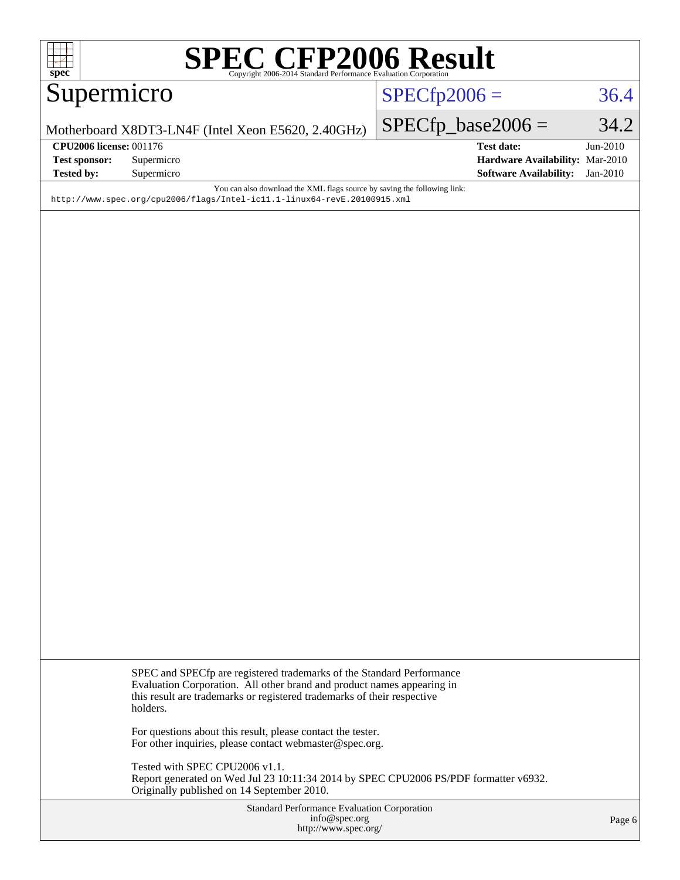SPEC and SPECfp are registered trademarks of the Standard Performance Evaluation Corporation. All other brand and product names appearing in this result are trademarks or registered trademarks of their respective holders.

For questions about this result, please contact the tester.
For other inquiries, please contact webmaster@spec.org.

Tested with SPEC CPU2006 v1.1.
Report generated on Wed Jul 23 10:11:34 2014 by SPEC CPU2006 PS/PDF formatter v6932.
Originally published on 14 September 2010.